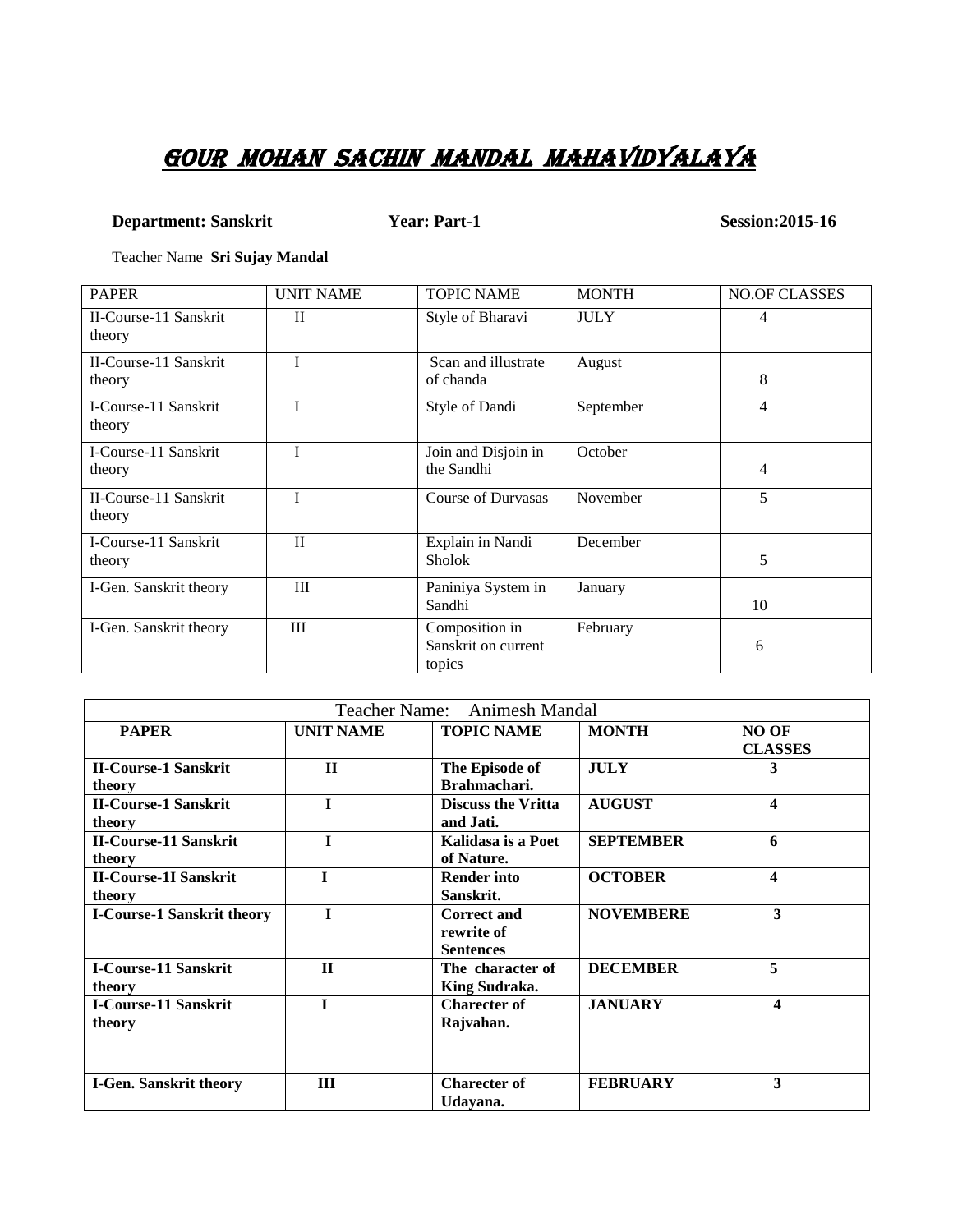# GOUR MOHAN SACHIN MANDAL MAHAVIDYALAYA

**Department: Sanskrit** **Year: Part-1** **Session:2015-16**

Teacher Name **Sri Sujay Mandal**

| PAPER | UNIT NAME | TOPIC NAME | MONTH | NO.OF CLASSES |
|---|---|---|---|---|
| II-Course-11 Sanskrit theory | II | Style of Bharavi | JULY | 4 |
| II-Course-11 Sanskrit theory | I | Scan and illustrate of chanda | August | 8 |
| I-Course-11 Sanskrit theory | I | Style of Dandi | September | 4 |
| I-Course-11 Sanskrit theory | I | Join and Disjoin in the Sandhi | October | 4 |
| II-Course-11 Sanskrit theory | I | Course of Durvasas | November | 5 |
| I-Course-11 Sanskrit theory | II | Explain in Nandi Sholok | December | 5 |
| I-Gen. Sanskrit theory | III | Paniniya System in Sandhi | January | 10 |
| I-Gen. Sanskrit theory | III | Composition in Sanskrit on current topics | February | 6 |

| Teacher Name: Animesh Mandal | | | | |
|---|---|---|---|---|
| **PAPER** | **UNIT NAME** | **TOPIC NAME** | **MONTH** | **NO OF CLASSES** |
| **II-Course-1 Sanskrit theory** | **II** | **The Episode of Brahmachari.** | **JULY** | **3** |
| **II-Course-1 Sanskrit theory** | **I** | **Discuss the Vritta and Jati.** | **AUGUST** | **4** |
| **II-Course-11 Sanskrit theory** | **I** | **Kalidasa is a Poet of Nature.** | **SEPTEMBER** | **6** |
| **II-Course-1I Sanskrit theory** | **I** | **Render into Sanskrit.** | **OCTOBER** | **4** |
| **I-Course-1 Sanskrit theory** | **I** | **Correct and rewrite of Sentences** | **NOVEMBERE** | **3** |
| **I-Course-11 Sanskrit theory** | **II** | **The character of King Sudraka.** | **DECEMBER** | **5** |
| **I-Course-11 Sanskrit theory** | **I** | **Charecter of Rajvahan.** | **JANUARY** | **4** |
| **I-Gen. Sanskrit theory** | **III** | **Charecter of Udayana.** | **FEBRUARY** | **3** |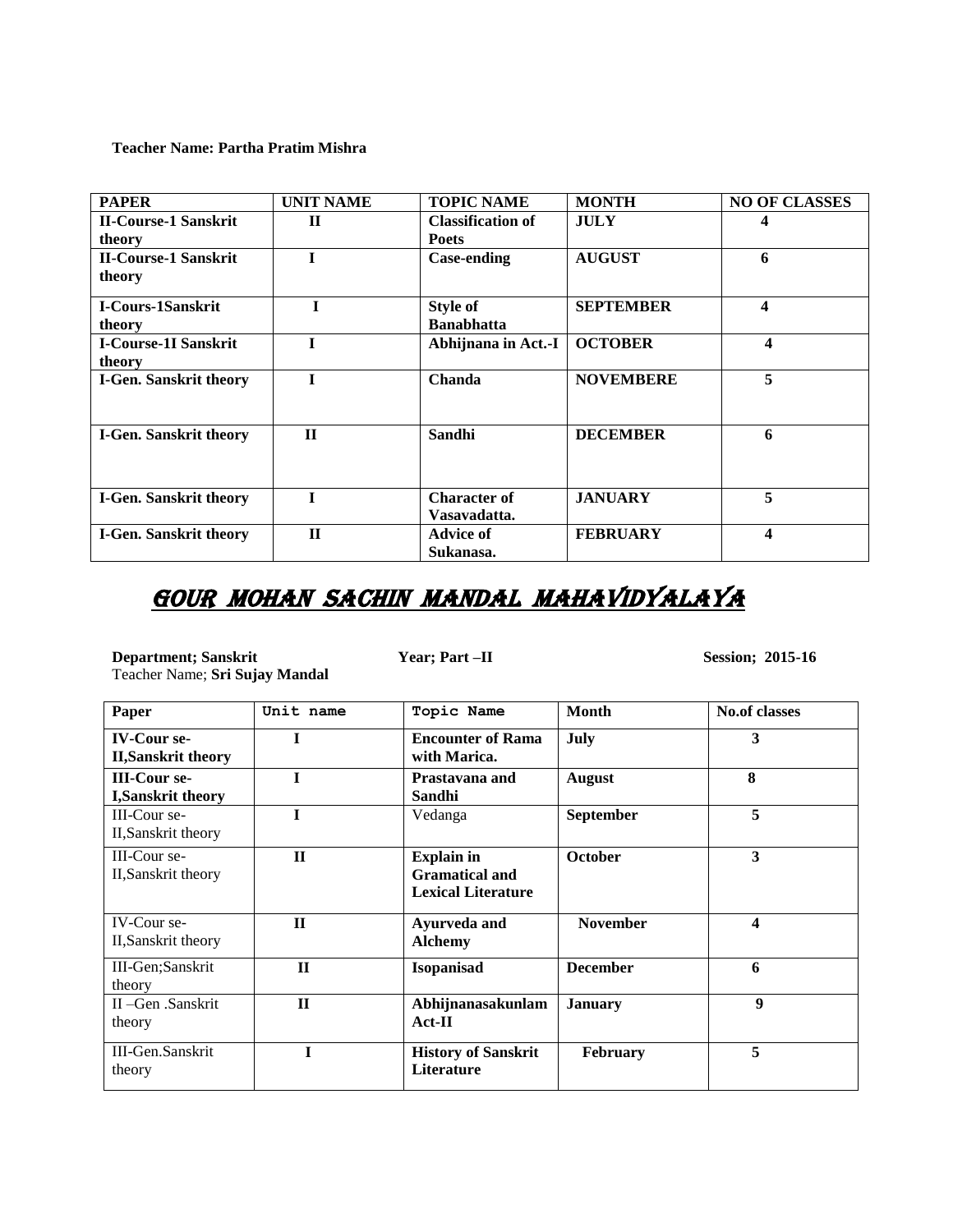**Teacher Name: Partha Pratim Mishra**

| PAPER | UNIT NAME | TOPIC NAME | MONTH | NO OF CLASSES |
|---|---|---|---|---|
| **II-Course-1 Sanskrit theory** | **II** | **Classification of Poets** | **JULY** | **4** |
| **II-Course-1 Sanskrit theory** | **I** | **Case-ending** | **AUGUST** | **6** |
| **I-Cours-1Sanskrit theory** | **I** | **Style of Banabhatta** | **SEPTEMBER** | **4** |
| **I-Course-1I Sanskrit theory** | **I** | **Abhijnana in Act.-I** | **OCTOBER** | **4** |
| **I-Gen. Sanskrit theory** | **I** | **Chanda** | **NOVEMBERE** | **5** |
| **I-Gen. Sanskrit theory** | **II** | **Sandhi** | **DECEMBER** | **6** |
| **I-Gen. Sanskrit theory** | **I** | **Character of Vasavadatta.** | **JANUARY** | **5** |
| **I-Gen. Sanskrit theory** | **II** | **Advice of Sukanasa.** | **FEBRUARY** | **4** |

# GOUR MOHAN SACHIN MANDAL MAHAVIDYALAYA

**Department; Sanskrit** **Year; Part –II** **Session; 2015-16**

Teacher Name; **Sri Sujay Mandal**

| Paper | Unit name | Topic Name | Month | No.of classes |
|---|---|---|---|---|
| **IV-Cour se-II,Sanskrit theory** | **I** | **Encounter of Rama with Marica.** | **July** | **3** |
| **III-Cour se-I,Sanskrit theory** | **I** | **Prastavana and Sandhi** | **August** | **8** |
| III-Cour se-II,Sanskrit theory | **I** | Vedanga | **September** | **5** |
| III-Cour se-II,Sanskrit theory | **II** | **Explain in Gramatical and Lexical Literature** | **October** | **3** |
| IV-Cour se-II,Sanskrit theory | **II** | **Ayurveda and Alchemy** | **November** | **4** |
| III-Gen;Sanskrit theory | **II** | **Isopanisad** | **December** | **6** |
| II –Gen .Sanskrit theory | **II** | **Abhijnanasakunlam Act-II** | **January** | **9** |
| III-Gen.Sanskrit theory | **I** | **History of Sanskrit Literature** | **February** | **5** |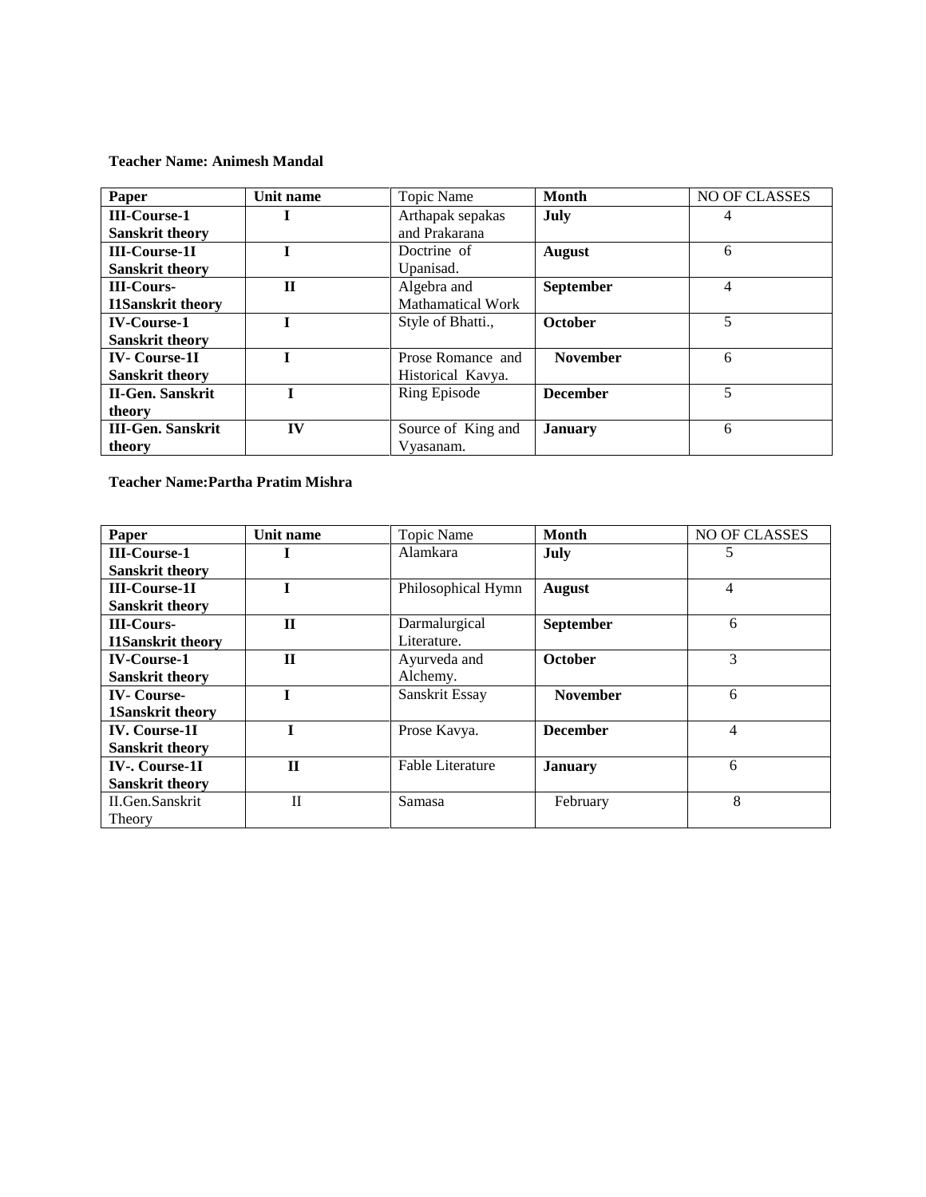**Teacher Name: Animesh Mandal**

| Paper | Unit name | Topic Name | Month | NO OF CLASSES |
|---|---|---|---|---|
| **III-Course-1 Sanskrit theory** | **I** | Arthapak sepakas and Prakarana | **July** | 4 |
| **III-Course-1I Sanskrit theory** | **I** | Doctrine of Upanisad. | **August** | 6 |
| **III-Cours-I1Sanskrit theory** | **II** | Algebra and Mathamatical Work | **September** | 4 |
| **IV-Course-1 Sanskrit theory** | **I** | Style of Bhatti., | **October** | 5 |
| **IV- Course-1I Sanskrit theory** | **I** | Prose Romance and Historical Kavya. | **November** | 6 |
| **II-Gen. Sanskrit theory** | **I** | Ring Episode | **December** | 5 |
| **III-Gen. Sanskrit theory** | **IV** | Source of King and Vyasanam. | **January** | 6 |

**Teacher Name:Partha Pratim Mishra**

| Paper | Unit name | Topic Name | Month | NO OF CLASSES |
|---|---|---|---|---|
| **III-Course-1 Sanskrit theory** | **I** | Alamkara | **July** | 5 |
| **III-Course-1I Sanskrit theory** | **I** | Philosophical Hymn | **August** | 4 |
| **III-Cours-I1Sanskrit theory** | **II** | Darmalurgical Literature. | **September** | 6 |
| **IV-Course-1 Sanskrit theory** | **II** | Ayurveda and Alchemy. | **October** | 3 |
| **IV- Course-1Sanskrit theory** | **I** | Sanskrit Essay | **November** | 6 |
| **IV. Course-1I Sanskrit theory** | **I** | Prose Kavya. | **December** | 4 |
| **IV-. Course-1I Sanskrit theory** | **II** | Fable Literature | **January** | 6 |
| II.Gen.Sanskrit Theory | II | Samasa | February | 8 |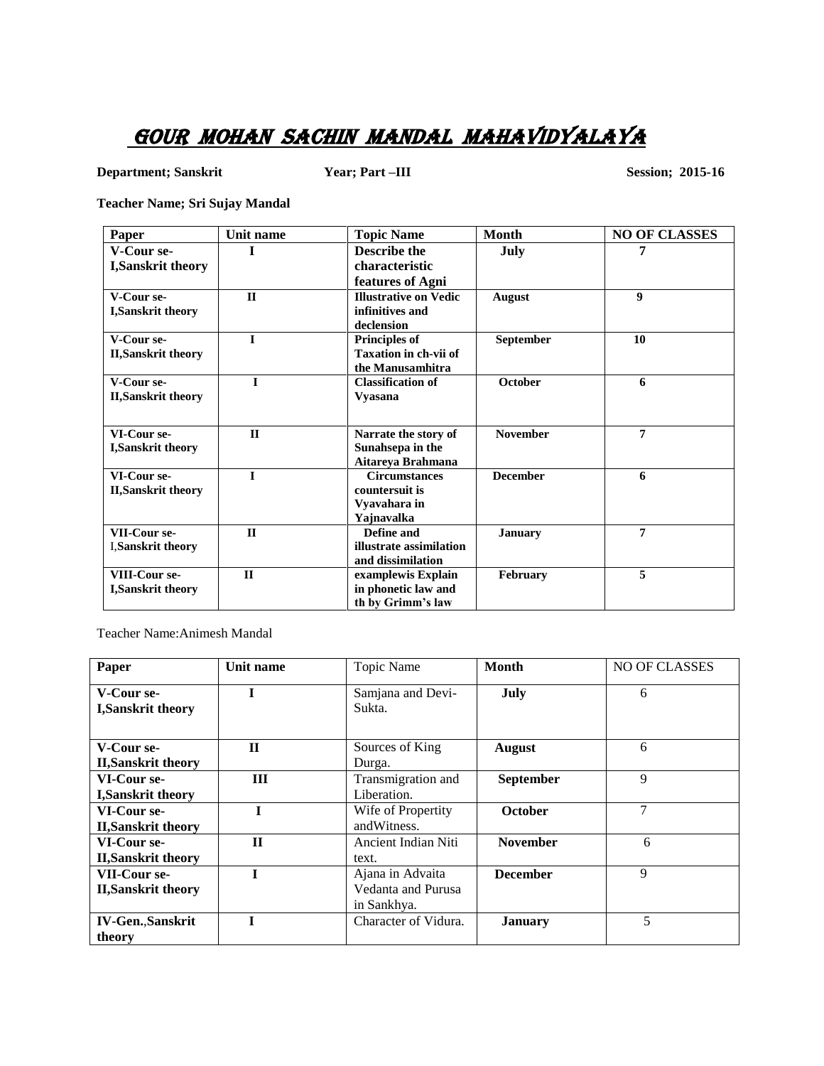# GOUR MOHAN SACHIN MANDAL MAHAVIDYALAYA

**Department; Sanskrit** **Year; Part –III** **Session; 2015-16**

**Teacher Name; Sri Sujay Mandal**

| Paper | Unit name | Topic Name | Month | NO OF CLASSES |
|---|---|---|---|---|
| **V-Cour se-I,Sanskrit theory** | **I** | **Describe the characteristic features of Agni** | **July** | **7** |
| **V-Cour se-I,Sanskrit theory** | **II** | **Illustrative on Vedic infinitives and declension** | **August** | **9** |
| **V-Cour se-II,Sanskrit theory** | **I** | **Principles of Taxation in ch-vii of the Manusamhitra** | **September** | **10** |
| **V-Cour se-II,Sanskrit theory** | **I** | **Classification of Vyasana** | **October** | **6** |
| **VI-Cour se-I,Sanskrit theory** | **II** | **Narrate the story of Sunahsepa in the Aitareya Brahmana** | **November** | **7** |
| **VI-Cour se-II,Sanskrit theory** | **I** | **Circumstances countersuit is Vyavahara in Yajnavalka** | **December** | **6** |
| **VII-Cour se-I,Sanskrit theory** | **II** | **Define and illustrate assimilation and dissimilation** | **January** | **7** |
| **VIII-Cour se-I,Sanskrit theory** | **II** | **examplewis Explain in phonetic law and th by Grimm's law** | **February** | **5** |

Teacher Name:Animesh Mandal

| Paper | Unit name | Topic Name | Month | NO OF CLASSES |
|---|---|---|---|---|
| **V-Cour se-I,Sanskrit theory** | **I** | Samjana and Devi-Sukta. | **July** | 6 |
| **V-Cour se-II,Sanskrit theory** | **II** | Sources of King Durga. | **August** | 6 |
| **VI-Cour se-I,Sanskrit theory** | **III** | Transmigration and Liberation. | **September** | 9 |
| **VI-Cour se-II,Sanskrit theory** | **I** | Wife of Propertity andWitness. | **October** | 7 |
| **VI-Cour se-II,Sanskrit theory** | **II** | Ancient Indian Niti text. | **November** | 6 |
| **VII-Cour se-II,Sanskrit theory** | **I** | Ajana in Advaita Vedanta and Purusa in Sankhya. | **December** | 9 |
| **IV-Gen.,Sanskrit theory** | **I** | Character of Vidura. | **January** | 5 |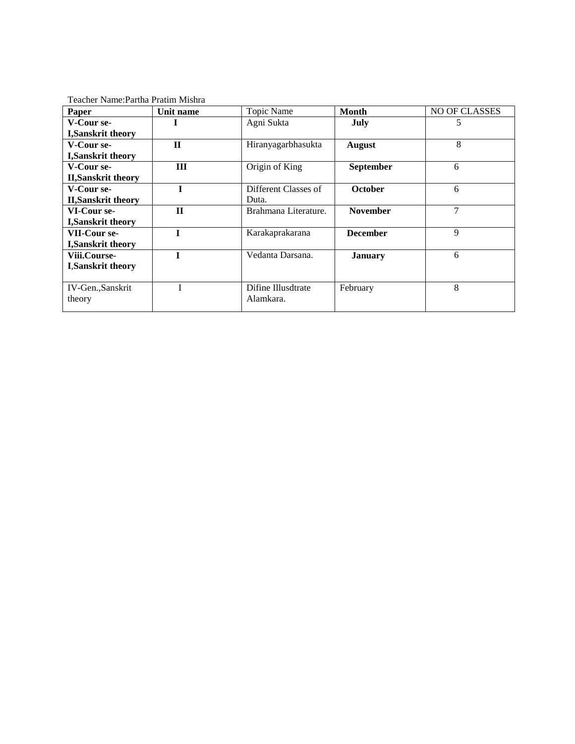Teacher Name:Partha Pratim Mishra

| **Paper** | **Unit name** | Topic Name | **Month** | NO OF CLASSES |
|---|---|---|---|---|
| **V-Cour se-I,Sanskrit theory** | **I** | Agni Sukta | **July** | 5 |
| **V-Cour se-I,Sanskrit theory** | **II** | Hiranyagarbhasukta | **August** | 8 |
| **V-Cour se-II,Sanskrit theory** | **III** | Origin of King | **September** | 6 |
| **V-Cour se-II,Sanskrit theory** | **I** | Different Classes of Duta. | **October** | 6 |
| **VI-Cour se-I,Sanskrit theory** | **II** | Brahmana Literature. | **November** | 7 |
| **VII-Cour se-I,Sanskrit theory** | **I** | Karakaprakarana | **December** | 9 |
| **Viii.Course-I,Sanskrit theory** | **I** | Vedanta Darsana. | **January** | 6 |
| IV-Gen.,Sanskrit theory | I | Difine Illusdtrate Alamkara. | February | 8 |